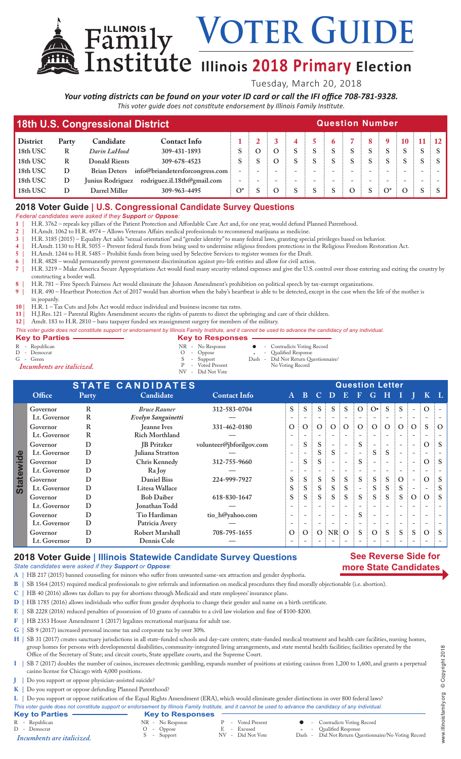# Illinois Family Institute

# VOTER GUIDE

## Illinois 2018 Primary Election

Tuesday, March 20, 2018

***Your voting districts can be found on your voter ID card or call the IFI office 708-781-9328.***

*This voter guide does not constitute endorsement by Illinois Family Institute.*

## 18th U.S. Congressional District

| District | Party | Candidate | Contact Info | 1 | 2 | 3 | 4 | 5 | 6 | 7 | 8 | 9 | 10 | 11 | 12 |
|---|---|---|---|---|---|---|---|---|---|---|---|---|---|---|---|
| 18th USC | R | *Darin LaHood* | 309-431-1893 | S | O | O | S | S | S | S | S | S | S | S | S |
| 18th USC | R | Donald Rients | 309-678-4523 | S | S | O | S | S | S | S | S | S | S | S | S |
| 18th USC | D | Brian Deters | info@briandetersforcongress.com | - | - | - | - | - | - | - | - | - | - | - | - |
| 18th USC | D | Junius Rodriguez | rodriguez.il.18th@gmail.com | - | - | - | - | - | - | - | - | - | - | - | - |
| 18th USC | D | Darrel Miller | 309-963-4495 | O* | S | O | S | S | S | O | S | O* | O | S | S |

## 2018 Voter Guide | U.S. Congressional Candidate Survey Questions

*Federal candidates were asked if they **Support** or **Oppose**:*

1. H.R. 3762 – repeals key pillars of the Patient Protection and Affordable Care Act and, for one year, would defund Planned Parenthood.
2. H.Amdt. 1062 to H.R. 4974 – Allows Veterans Affairs medical professionals to recommend marijuana as medicine.
3. H.R. 3185 (2015) – Equality Act adds "sexual orientation" and "gender identity" to many federal laws, granting special privileges based on behavior.
4. H.Amdt. 1130 to H.R. 5055 – Prevent federal funds from being used to undermine religious freedom protections in the Religious Freedom Restoration Act.
5. H.Amdt. 1244 to H.R. 5485 – Prohibit funds from being used by Selective Services to register women for the Draft.
6. H.R. 4828 – would permanently prevent government discrimination against pro-life entities and allow for civil action.
7. H.R. 3219 – Make America Secure Appropriations Act would fund many security-related expenses and give the U.S. control over those entering and exiting the country by constructing a border wall.
8. H.R. 781 – Free Speech Fairness Act would eliminate the Johnson Amendment's prohibition on political speech by tax-exempt organizations.
9. H.R. 490 – Heartbeat Protection Act of 2017 would ban abortion when the baby's heartbeat is able to be detected, except in the case when the life of the mother is in jeopardy.
10. H.R. 1 – Tax Cuts and Jobs Act would reduce individual and business income tax rates.
11. H.J.Res. 121 – Parental Rights Amendment secures the rights of parents to direct the upbringing and care of their children.
12. Amdt. 183 to H.R. 2810 – bans taxpayer funded sex reassignment surgery for members of the military.

*This voter guide does not constitute support or endorsement by Illinois Family Institute, and it cannot be used to advance the candidacy of any individual.*

**Key to Parties**
- R - Republican
- D - Democrat
- G - Green

*Incumbents are italicized.*

**Key to Responses**
- NR - No Response
- O - Oppose
- S - Support
- P - Voted Present
- NV - Did Not Vote
- ● - Contradicts Voting Record
- \* - Qualified Response
- Dash - Did Not Return Questionnaire/No Voting Record

## STATE CANDIDATES

| | Office | Party | Candidate | Contact Info | A | B | C | D | E | F | G | H | I | J | K | L |
|---|---|---|---|---|---|---|---|---|---|---|---|---|---|---|---|---|
| Statewide | Governor | R | *Bruce Rauner* | 312-583-0704 | S | S | S | S | S | O | O• | S | S | - | O | - |
| | Lt. Governor | R | *Evelyn Sanguinetti* | — | - | - | - | - | - | - | - | - | - | - | - | - |
| | Governor | R | Jeanne Ives | 331-462-0180 | O | O | O | O | O | O | O | O | O | O | S | O |
| | Lt. Governor | R | Rich Morthland | — | - | - | - | - | - | - | - | - | - | - | - | - |
| | Governor | D | JB Pritzker | volunteer@jbforilgov.com | - | S | S | - | - | S | - | - | - | - | O | S |
| | Lt. Governor | D | Juliana Stratton | — | - | - | S | S | - | - | S | S | - | - | - | - |
| | Governor | D | Chris Kennedy | 312-755-9660 | - | S | S | - | - | S | - | - | - | - | O | S |
| | Lt. Governor | D | Ra Joy | — | - | - | - | - | - | - | - | - | - | - | - | - |
| | Governor | D | Daniel Biss | 224-999-7927 | S | S | S | S | S | S | S | S | O | - | O | S |
| | Lt. Governor | D | Litesa Wallace | — | S | S | S | S | S | - | S | S | S | - | - | S |
| | Governor | D | Bob Daiber | 618-830-1647 | S | S | S | S | S | S | S | S | S | O | O | S |
| | Lt. Governor | D | Jonathan Todd | — | - | - | - | - | - | - | - | - | - | - | - | - |
| | Governor | D | Tio Hardiman | tio_h@yahoo.com | - | - | - | - | - | S | - | - | - | - | - | - |
| | Lt. Governor | D | Patricia Avery | — | - | - | - | - | - | - | - | - | - | - | - | - |
| | Governor | D | Robert Marshall | 708-795-1655 | O | O | O | NR | O | S | O | S | S | S | O | S |
| | Lt. Governor | D | Dennis Cole | — | - | - | - | - | - | - | - | - | - | - | - | - |

## 2018 Voter Guide | Illinois Statewide Candidate Survey Questions

**See Reverse Side for more State Candidates**

*State candidates were asked if they **Support** or **Oppose**:*

- **A** | HB 217 (2015) banned counseling for minors who suffer from unwanted same-sex attraction and gender dysphoria.
- **B** | SB 1564 (2015) required medical professionals to give referrals and information on medical procedures they find morally objectionable (i.e. abortion).
- **C** | HB 40 (2016) allows tax dollars to pay for abortions through Medicaid and state employees' insurance plans.
- **D** | HB 1785 (2016) allows individuals who suffer from gender dysphoria to change their gender and name on a birth certificate.
- **E** | SB 2228 (2016) reduced penalties of possession of 10 grams of cannabis to a civil law violation and fine of $100-$200.
- **F** | HB 2353 House Amendment 1 (2017) legalizes recreational marijuana for adult use.
- **G** | SB 9 (2017) increased personal income tax and corporate tax by over 30%.
- **H** | SB 31 (2017) creates sanctuary jurisdictions in all state-funded schools and day-care centers; state-funded medical treatment and health care facilities, nursing homes, group homes for persons with developmental disabilities, community-integrated living arrangements, and state mental health facilities; facilities operated by the Office of the Secretary of State; and circuit courts, State appellate courts, and the Supreme Court.
- **I** | SB 7 (2017) doubles the number of casinos, increases electronic gambling, expands number of positions at existing casinos from 1,200 to 1,600, and grants a perpetual casino license for Chicago with 4,000 positions.
- **J** | Do you support or oppose physician-assisted suicide?
- **K** | Do you support or oppose defunding Planned Parenthood?
- **L** | Do you support or oppose ratification of the Equal Rights Amendment (ERA), which would eliminate gender distinctions in over 800 federal laws?

*This voter guide does not constitute support or endorsement by Illinois Family Institute, and it cannot be used to advance the candidacy of any individual.*

**Key to Parties**
- R - Republican
- D - Democrat

*Incumbents are italicized.*

**Key to Responses**
- NR - No Response
- O - Oppose
- S - Support
- P - Voted Present
- E - Excused
- NV - Did Not Vote
- ● - Contradicts Voting Record
- \* - Qualified Response
- Dash - Did Not Return Questionnaire/No Voting Record

www.illinoisfamily.org © Copyright 2018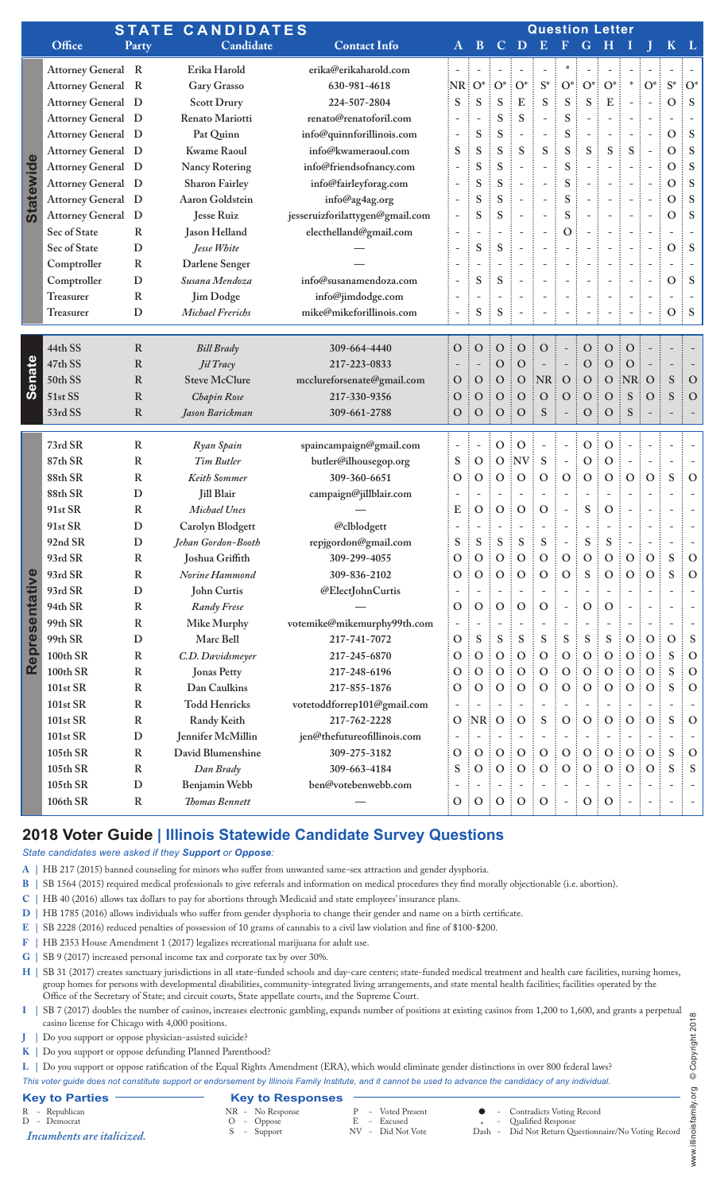# STATE CANDIDATES

| | Office | Party | Candidate | Contact Info | A | B | C | D | E | F | G | H | I | J | K | L |
|---|---|---|---|---|---|---|---|---|---|---|---|---|---|---|---|---|
| **Statewide** | Attorney General | R | Erika Harold | erika@erikaharold.com | - | - | - | - | - | * | - | - | - | - | - | - |
| | Attorney General | R | Gary Grasso | 630-981-4618 | NR | O* | O* | O* | S* | O* | O* | O* | * | O* | S* | O* |
| | Attorney General | D | Scott Drury | 224-507-2804 | S | S | S | E | S | S | S | E | - | - | O | S |
| | Attorney General | D | Renato Mariotti | renato@renatoforil.com | - | - | S | S | - | S | - | - | - | - | - | - |
| | Attorney General | D | Pat Quinn | info@quinnforillinois.com | - | S | S | - | - | S | - | - | - | - | O | S |
| | Attorney General | D | Kwame Raoul | info@kwameraoul.com | S | S | S | S | S | S | S | S | S | - | O | S |
| | Attorney General | D | Nancy Rotering | info@friendsofnancy.com | - | S | S | - | - | S | - | - | - | - | O | S |
| | Attorney General | D | Sharon Fairley | info@fairleyforag.com | - | S | S | - | - | S | - | - | - | - | O | S |
| | Attorney General | D | Aaron Goldstein | info@ag4ag.org | - | S | S | - | - | S | - | - | - | - | O | S |
| | Attorney General | D | Jesse Ruiz | jesseruizforilattygen@gmail.com | - | S | S | - | - | S | - | - | - | - | O | S |
| | Sec of State | R | Jason Helland | electhelland@gmail.com | - | - | - | - | - | O | - | - | - | - | - | - |
| | Sec of State | D | *Jesse White* | — | - | S | S | - | - | - | - | - | - | - | O | S |
| | Comptroller | R | Darlene Senger | — | - | - | - | - | - | - | - | - | - | - | - | - |
| | Comptroller | D | *Susana Mendoza* | info@susanamendoza.com | - | S | S | - | - | - | - | - | - | - | O | S |
| | Treasurer | R | Jim Dodge | info@jimdodge.com | - | - | - | - | - | - | - | - | - | - | - | - |
| | Treasurer | D | *Michael Frerichs* | mike@frerichsforillinois.com | - | S | S | - | - | - | - | - | - | - | O | S |
| **Senate** | 44th SS | R | *Bill Brady* | 309-664-4440 | O | O | O | O | O | - | O | O | O | - | - | - |
| | 47th SS | R | *Jil Tracy* | 217-223-0833 | - | - | O | O | - | - | O | O | O | - | - | - |
| | 50th SS | R | *Steve McClure* | mcclureforsenate@gmail.com | O | O | O | O | NR | O | O | O | NR | O | S | O |
| | 51st SS | R | *Chapin Rose* | 217-330-9356 | O | O | O | O | O | O | O | O | S | O | S | O |
| | 53rd SS | R | *Jason Barickman* | 309-661-2788 | O | O | O | O | S | - | O | O | S | - | - | - |
| **Representative** | 73rd SR | R | *Ryan Spain* | spaincampaign@gmail.com | - | - | O | O | - | - | O | O | - | - | - | - |
| | 87th SR | R | *Tim Butler* | butler@ilhousegop.org | S | O | O | NV | S | - | O | O | - | - | - | - |
| | 88th SR | R | *Keith Sommer* | 309-360-6651 | O | O | O | O | O | O | O | O | O | O | S | O |
| | 88th SR | D | Jill Blair | campaign@jillblair.com | - | - | - | - | - | - | - | - | - | - | - | - |
| | 91st SR | R | *Michael Unes* | — | E | O | O | O | O | - | S | O | - | - | - | - |
| | 91st SR | D | Carolyn Blodgett | @clblodgett | - | - | - | - | - | - | - | - | - | - | - | - |
| | 92nd SR | D | *Jehan Gordon-Booth* | repjgordon@gmail.com | S | S | S | S | S | - | S | S | - | - | - | - |
| | 93rd SR | R | Joshua Griffith | 309-299-4055 | O | O | O | O | O | O | O | O | O | O | S | O |
| | 93rd SR | R | *Norine Hammond* | 309-836-2102 | O | O | O | O | O | O | S | O | O | O | S | O |
| | 93rd SR | D | John Curtis | @ElectJohnCurtis | - | - | - | - | - | - | - | - | - | - | - | - |
| | 94th SR | R | *Randy Frese* | | O | O | O | O | O | - | O | O | - | - | - | - |
| | 99th SR | R | Mike Murphy | votemike@mikemurphy99th.com | - | - | - | - | - | - | - | - | - | - | - | - |
| | 99th SR | D | Marc Bell | 217-741-7072 | O | S | S | S | S | S | S | S | O | O | O | S |
| | 100th SR | R | *C.D. Davidsmeyer* | 217-245-6870 | O | O | O | O | O | O | O | O | O | O | S | O |
| | 100th SR | R | Jonas Petty | 217-248-6196 | O | O | O | O | O | O | O | O | O | O | S | O |
| | 101st SR | R | Dan Caulkins | 217-855-1876 | O | O | O | O | O | O | O | O | O | O | S | O |
| | 101st SR | R | Todd Henricks | votetoddforrep101@gmail.com | - | - | - | - | - | - | - | - | - | - | - | - |
| | 101st SR | R | Randy Keith | 217-762-2228 | O | NR | O | O | S | O | O | O | O | O | S | O |
| | 101st SR | D | Jennifer McMillin | jen@thefutureofillinois.com | - | - | - | - | - | - | - | - | - | - | - | - |
| | 105th SR | R | David Blumenshine | 309-275-3182 | O | O | O | O | O | O | O | O | O | O | S | O |
| | 105th SR | R | *Dan Brady* | 309-663-4184 | S | O | O | O | O | O | O | O | O | O | S | S |
| | 105th SR | D | Benjamin Webb | ben@votebenwebb.com | - | - | - | - | - | - | - | - | - | - | - | - |
| | 106th SR | R | *Thomas Bennett* | — | O | O | O | O | O | - | O | O | - | - | - | - |

## 2018 Voter Guide | Illinois Statewide Candidate Survey Questions

*State candidates were asked if they **Support** or **Oppose**:*

**A** | HB 217 (2015) banned counseling for minors who suffer from unwanted same-sex attraction and gender dysphoria.

**B** | SB 1564 (2015) required medical professionals to give referrals and information on medical procedures they find morally objectionable (i.e. abortion).

**C** | HB 40 (2016) allows tax dollars to pay for abortions through Medicaid and state employees' insurance plans.

**D** | HB 1785 (2016) allows individuals who suffer from gender dysphoria to change their gender and name on a birth certificate.

**E** | SB 2228 (2016) reduced penalties of possession of 10 grams of cannabis to a civil law violation and fine of $100-$200.

**F** | HB 2353 House Amendment 1 (2017) legalizes recreational marijuana for adult use.

**G** | SB 9 (2017) increased personal income tax and corporate tax by over 30%.

**H** | SB 31 (2017) creates sanctuary jurisdictions in all state-funded schools and day-care centers; state-funded medical treatment and health care facilities, nursing homes, group homes for persons with developmental disabilities, community-integrated living arrangements, and state mental health facilities; facilities operated by the Office of the Secretary of State; and circuit courts, State appellate courts, and the Supreme Court.

**I** | SB 7 (2017) doubles the number of casinos, increases electronic gambling, expands number of positions at existing casinos from 1,200 to 1,600, and grants a perpetual casino license for Chicago with 4,000 positions.

**J** | Do you support or oppose physician-assisted suicide?

**K** | Do you support or oppose defunding Planned Parenthood?

**L** | Do you support or oppose ratification of the Equal Rights Amendment (ERA), which would eliminate gender distinctions in over 800 federal laws?

*This voter guide does not constitute support or endorsement by Illinois Family Institute, and it cannot be used to advance the candidacy of any individual.*

**Key to Parties**
- R - Republican
- D - Democrat

*Incumbents are italicized.*

**Key to Responses**
- NR - No Response
- O - Oppose
- S - Support
- P - Voted Present
- E - Excused
- NV - Did Not Vote
- ● - Contradicts Voting Record
- * - Qualified Response
- Dash - Did Not Return Questionnaire/No Voting Record

www.illinoisfamily.org © Copyright 2018